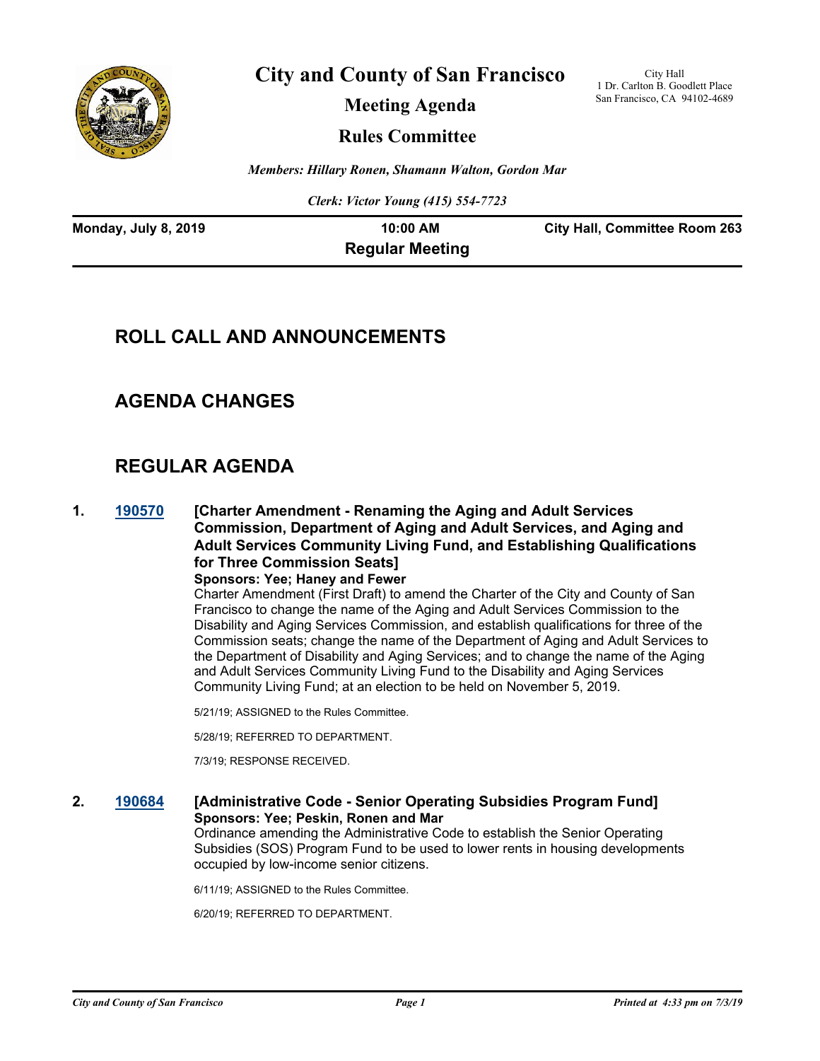# City and County of San Francisco

## Meeting Agenda

## Rules Committee

City Hall
1 Dr. Carlton B. Goodlett Place
San Francisco, CA 94102-4689

*Members: Hillary Ronen, Shamann Walton, Gordon Mar*

*Clerk: Victor Young (415) 554-7723*

**Monday, July 8, 2019** | **10:00 AM** | **City Hall, Committee Room 263**

**Regular Meeting**

## ROLL CALL AND ANNOUNCEMENTS

## AGENDA CHANGES

## REGULAR AGENDA

**1. [190570](190570) [Charter Amendment - Renaming the Aging and Adult Services Commission, Department of Aging and Adult Services, and Aging and Adult Services Community Living Fund, and Establishing Qualifications for Three Commission Seats]**

**Sponsors: Yee; Haney and Fewer**

Charter Amendment (First Draft) to amend the Charter of the City and County of San Francisco to change the name of the Aging and Adult Services Commission to the Disability and Aging Services Commission, and establish qualifications for three of the Commission seats; change the name of the Department of Aging and Adult Services to the Department of Disability and Aging Services; and to change the name of the Aging and Adult Services Community Living Fund to the Disability and Aging Services Community Living Fund; at an election to be held on November 5, 2019.

5/21/19; ASSIGNED to the Rules Committee.

5/28/19; REFERRED TO DEPARTMENT.

7/3/19; RESPONSE RECEIVED.

**2. [190684](190684) [Administrative Code - Senior Operating Subsidies Program Fund]**

**Sponsors: Yee; Peskin, Ronen and Mar**

Ordinance amending the Administrative Code to establish the Senior Operating Subsidies (SOS) Program Fund to be used to lower rents in housing developments occupied by low-income senior citizens.

6/11/19; ASSIGNED to the Rules Committee.

6/20/19; REFERRED TO DEPARTMENT.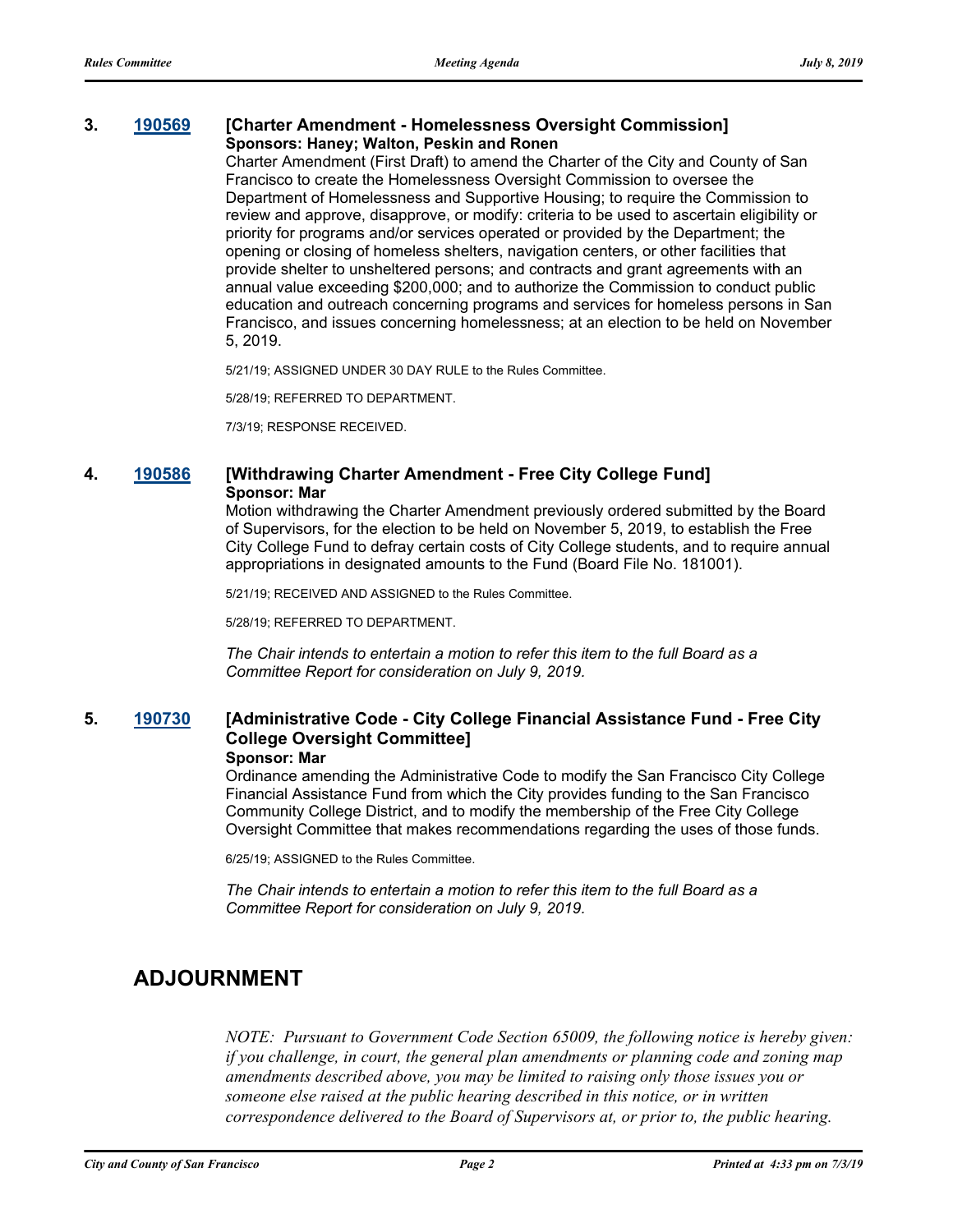**3. [190569](190569) [Charter Amendment - Homelessness Oversight Commission]**
**Sponsors: Haney; Walton, Peskin and Ronen**

Charter Amendment (First Draft) to amend the Charter of the City and County of San Francisco to create the Homelessness Oversight Commission to oversee the Department of Homelessness and Supportive Housing; to require the Commission to review and approve, disapprove, or modify: criteria to be used to ascertain eligibility or priority for programs and/or services operated or provided by the Department; the opening or closing of homeless shelters, navigation centers, or other facilities that provide shelter to unsheltered persons; and contracts and grant agreements with an annual value exceeding $200,000; and to authorize the Commission to conduct public education and outreach concerning programs and services for homeless persons in San Francisco, and issues concerning homelessness; at an election to be held on November 5, 2019.

5/21/19; ASSIGNED UNDER 30 DAY RULE to the Rules Committee.

5/28/19; REFERRED TO DEPARTMENT.

7/3/19; RESPONSE RECEIVED.

**4. [190586](190586) [Withdrawing Charter Amendment - Free City College Fund]**
**Sponsor: Mar**

Motion withdrawing the Charter Amendment previously ordered submitted by the Board of Supervisors, for the election to be held on November 5, 2019, to establish the Free City College Fund to defray certain costs of City College students, and to require annual appropriations in designated amounts to the Fund (Board File No. 181001).

5/21/19; RECEIVED AND ASSIGNED to the Rules Committee.

5/28/19; REFERRED TO DEPARTMENT.

*The Chair intends to entertain a motion to refer this item to the full Board as a Committee Report for consideration on July 9, 2019.*

**5. [190730](190730) [Administrative Code - City College Financial Assistance Fund - Free City College Oversight Committee]**
**Sponsor: Mar**

Ordinance amending the Administrative Code to modify the San Francisco City College Financial Assistance Fund from which the City provides funding to the San Francisco Community College District, and to modify the membership of the Free City College Oversight Committee that makes recommendations regarding the uses of those funds.

6/25/19; ASSIGNED to the Rules Committee.

*The Chair intends to entertain a motion to refer this item to the full Board as a Committee Report for consideration on July 9, 2019.*

## ADJOURNMENT

*NOTE: Pursuant to Government Code Section 65009, the following notice is hereby given: if you challenge, in court, the general plan amendments or planning code and zoning map amendments described above, you may be limited to raising only those issues you or someone else raised at the public hearing described in this notice, or in written correspondence delivered to the Board of Supervisors at, or prior to, the public hearing.*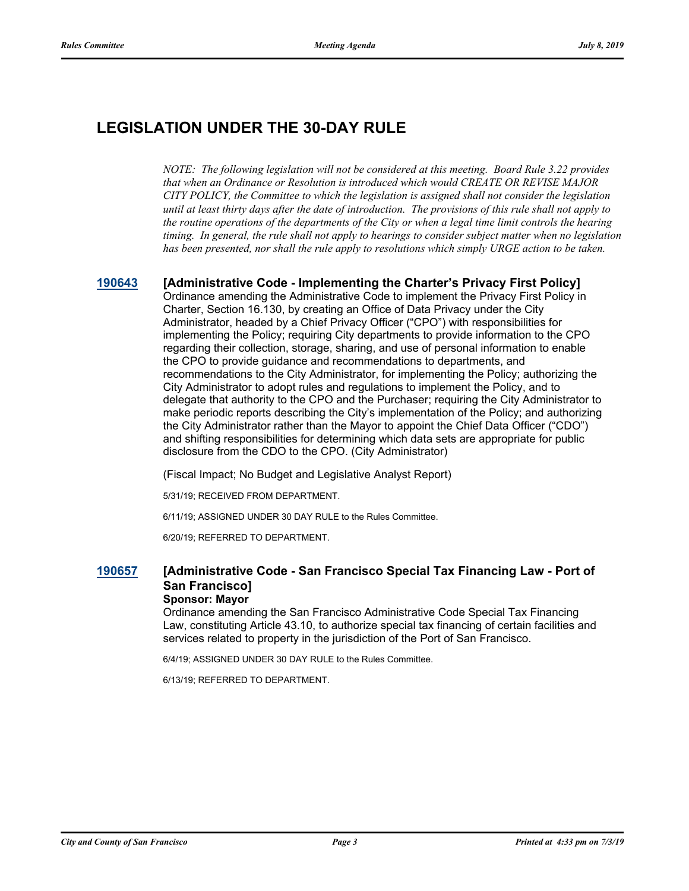# LEGISLATION UNDER THE 30-DAY RULE

*NOTE: The following legislation will not be considered at this meeting. Board Rule 3.22 provides that when an Ordinance or Resolution is introduced which would CREATE OR REVISE MAJOR CITY POLICY, the Committee to which the legislation is assigned shall not consider the legislation until at least thirty days after the date of introduction. The provisions of this rule shall not apply to the routine operations of the departments of the City or when a legal time limit controls the hearing timing. In general, the rule shall not apply to hearings to consider subject matter when no legislation has been presented, nor shall the rule apply to resolutions which simply URGE action to be taken.*

### 190643 [Administrative Code - Implementing the Charter's Privacy First Policy]

Ordinance amending the Administrative Code to implement the Privacy First Policy in Charter, Section 16.130, by creating an Office of Data Privacy under the City Administrator, headed by a Chief Privacy Officer ("CPO") with responsibilities for implementing the Policy; requiring City departments to provide information to the CPO regarding their collection, storage, sharing, and use of personal information to enable the CPO to provide guidance and recommendations to departments, and recommendations to the City Administrator, for implementing the Policy; authorizing the City Administrator to adopt rules and regulations to implement the Policy, and to delegate that authority to the CPO and the Purchaser; requiring the City Administrator to make periodic reports describing the City's implementation of the Policy; and authorizing the City Administrator rather than the Mayor to appoint the Chief Data Officer ("CDO") and shifting responsibilities for determining which data sets are appropriate for public disclosure from the CDO to the CPO. (City Administrator)

(Fiscal Impact; No Budget and Legislative Analyst Report)

5/31/19; RECEIVED FROM DEPARTMENT.

6/11/19; ASSIGNED UNDER 30 DAY RULE to the Rules Committee.

6/20/19; REFERRED TO DEPARTMENT.

### 190657 [Administrative Code - San Francisco Special Tax Financing Law - Port of San Francisco]

**Sponsor: Mayor**

Ordinance amending the San Francisco Administrative Code Special Tax Financing Law, constituting Article 43.10, to authorize special tax financing of certain facilities and services related to property in the jurisdiction of the Port of San Francisco.

6/4/19; ASSIGNED UNDER 30 DAY RULE to the Rules Committee.

6/13/19; REFERRED TO DEPARTMENT.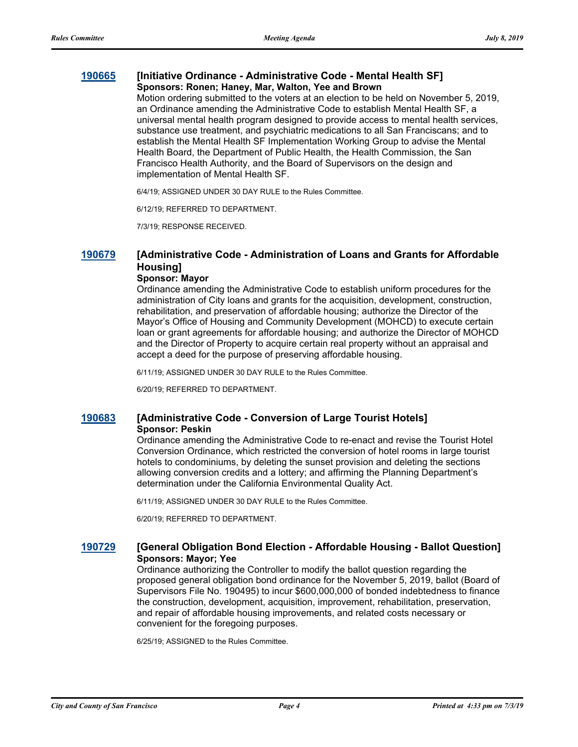### 190665 [Initiative Ordinance - Administrative Code - Mental Health SF]

**Sponsors: Ronen; Haney, Mar, Walton, Yee and Brown**

Motion ordering submitted to the voters at an election to be held on November 5, 2019, an Ordinance amending the Administrative Code to establish Mental Health SF, a universal mental health program designed to provide access to mental health services, substance use treatment, and psychiatric medications to all San Franciscans; and to establish the Mental Health SF Implementation Working Group to advise the Mental Health Board, the Department of Public Health, the Health Commission, the San Francisco Health Authority, and the Board of Supervisors on the design and implementation of Mental Health SF.

6/4/19; ASSIGNED UNDER 30 DAY RULE to the Rules Committee.

6/12/19; REFERRED TO DEPARTMENT.

7/3/19; RESPONSE RECEIVED.

### 190679 [Administrative Code - Administration of Loans and Grants for Affordable Housing]

**Sponsor: Mayor**

Ordinance amending the Administrative Code to establish uniform procedures for the administration of City loans and grants for the acquisition, development, construction, rehabilitation, and preservation of affordable housing; authorize the Director of the Mayor's Office of Housing and Community Development (MOHCD) to execute certain loan or grant agreements for affordable housing; and authorize the Director of MOHCD and the Director of Property to acquire certain real property without an appraisal and accept a deed for the purpose of preserving affordable housing.

6/11/19; ASSIGNED UNDER 30 DAY RULE to the Rules Committee.

6/20/19; REFERRED TO DEPARTMENT.

### 190683 [Administrative Code - Conversion of Large Tourist Hotels]

**Sponsor: Peskin**

Ordinance amending the Administrative Code to re-enact and revise the Tourist Hotel Conversion Ordinance, which restricted the conversion of hotel rooms in large tourist hotels to condominiums, by deleting the sunset provision and deleting the sections allowing conversion credits and a lottery; and affirming the Planning Department's determination under the California Environmental Quality Act.

6/11/19; ASSIGNED UNDER 30 DAY RULE to the Rules Committee.

6/20/19; REFERRED TO DEPARTMENT.

### 190729 [General Obligation Bond Election - Affordable Housing - Ballot Question]

**Sponsors: Mayor; Yee**

Ordinance authorizing the Controller to modify the ballot question regarding the proposed general obligation bond ordinance for the November 5, 2019, ballot (Board of Supervisors File No. 190495) to incur $600,000,000 of bonded indebtedness to finance the construction, development, acquisition, improvement, rehabilitation, preservation, and repair of affordable housing improvements, and related costs necessary or convenient for the foregoing purposes.

6/25/19; ASSIGNED to the Rules Committee.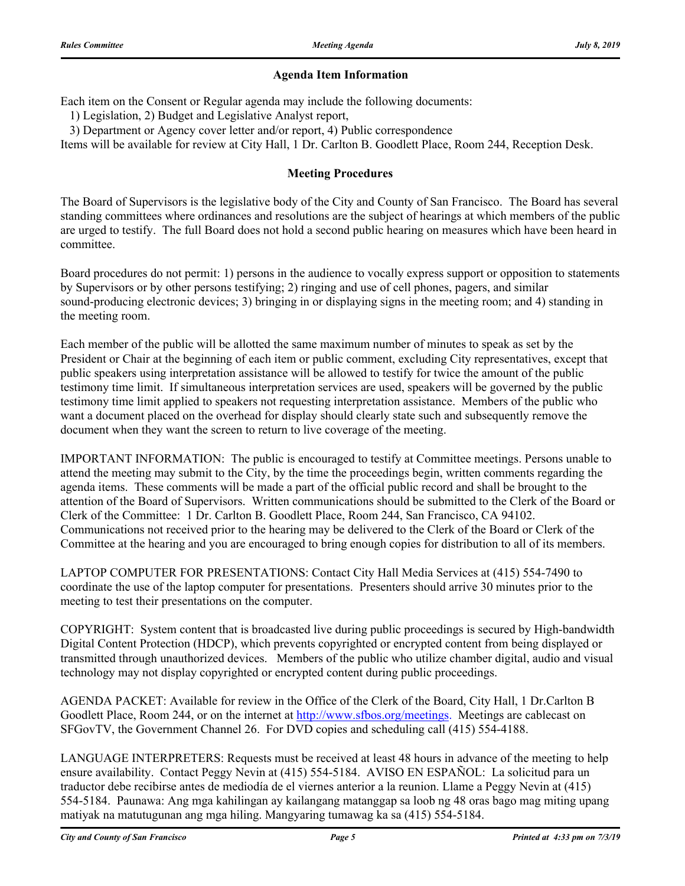## Agenda Item Information

Each item on the Consent or Regular agenda may include the following documents:
1) Legislation, 2) Budget and Legislative Analyst report,
3) Department or Agency cover letter and/or report, 4) Public correspondence
Items will be available for review at City Hall, 1 Dr. Carlton B. Goodlett Place, Room 244, Reception Desk.

## Meeting Procedures

The Board of Supervisors is the legislative body of the City and County of San Francisco. The Board has several standing committees where ordinances and resolutions are the subject of hearings at which members of the public are urged to testify. The full Board does not hold a second public hearing on measures which have been heard in committee.

Board procedures do not permit: 1) persons in the audience to vocally express support or opposition to statements by Supervisors or by other persons testifying; 2) ringing and use of cell phones, pagers, and similar sound-producing electronic devices; 3) bringing in or displaying signs in the meeting room; and 4) standing in the meeting room.

Each member of the public will be allotted the same maximum number of minutes to speak as set by the President or Chair at the beginning of each item or public comment, excluding City representatives, except that public speakers using interpretation assistance will be allowed to testify for twice the amount of the public testimony time limit. If simultaneous interpretation services are used, speakers will be governed by the public testimony time limit applied to speakers not requesting interpretation assistance. Members of the public who want a document placed on the overhead for display should clearly state such and subsequently remove the document when they want the screen to return to live coverage of the meeting.

IMPORTANT INFORMATION: The public is encouraged to testify at Committee meetings. Persons unable to attend the meeting may submit to the City, by the time the proceedings begin, written comments regarding the agenda items. These comments will be made a part of the official public record and shall be brought to the attention of the Board of Supervisors. Written communications should be submitted to the Clerk of the Board or Clerk of the Committee: 1 Dr. Carlton B. Goodlett Place, Room 244, San Francisco, CA 94102. Communications not received prior to the hearing may be delivered to the Clerk of the Board or Clerk of the Committee at the hearing and you are encouraged to bring enough copies for distribution to all of its members.

LAPTOP COMPUTER FOR PRESENTATIONS: Contact City Hall Media Services at (415) 554-7490 to coordinate the use of the laptop computer for presentations. Presenters should arrive 30 minutes prior to the meeting to test their presentations on the computer.

COPYRIGHT: System content that is broadcasted live during public proceedings is secured by High-bandwidth Digital Content Protection (HDCP), which prevents copyrighted or encrypted content from being displayed or transmitted through unauthorized devices. Members of the public who utilize chamber digital, audio and visual technology may not display copyrighted or encrypted content during public proceedings.

AGENDA PACKET: Available for review in the Office of the Clerk of the Board, City Hall, 1 Dr.Carlton B Goodlett Place, Room 244, or on the internet at http://www.sfbos.org/meetings. Meetings are cablecast on SFGovTV, the Government Channel 26. For DVD copies and scheduling call (415) 554-4188.

LANGUAGE INTERPRETERS: Requests must be received at least 48 hours in advance of the meeting to help ensure availability. Contact Peggy Nevin at (415) 554-5184. AVISO EN ESPAÑOL: La solicitud para un traductor debe recibirse antes de mediodía de el viernes anterior a la reunion. Llame a Peggy Nevin at (415) 554-5184. Paunawa: Ang mga kahilingan ay kailangang matanggap sa loob ng 48 oras bago mag miting upang matiyak na matutugunan ang mga hiling. Mangyaring tumawag ka sa (415) 554-5184.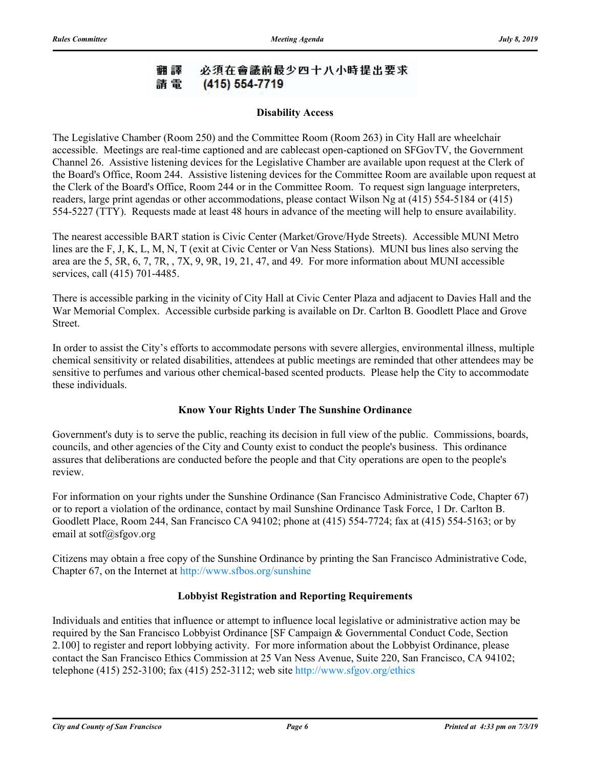翻譯　必須在會議前最少四十八小時提出要求
請電　(415) 554-7719

## Disability Access

The Legislative Chamber (Room 250) and the Committee Room (Room 263) in City Hall are wheelchair accessible. Meetings are real-time captioned and are cablecast open-captioned on SFGovTV, the Government Channel 26. Assistive listening devices for the Legislative Chamber are available upon request at the Clerk of the Board's Office, Room 244. Assistive listening devices for the Committee Room are available upon request at the Clerk of the Board's Office, Room 244 or in the Committee Room. To request sign language interpreters, readers, large print agendas or other accommodations, please contact Wilson Ng at (415) 554-5184 or (415) 554-5227 (TTY). Requests made at least 48 hours in advance of the meeting will help to ensure availability.

The nearest accessible BART station is Civic Center (Market/Grove/Hyde Streets). Accessible MUNI Metro lines are the F, J, K, L, M, N, T (exit at Civic Center or Van Ness Stations). MUNI bus lines also serving the area are the 5, 5R, 6, 7, 7R, , 7X, 9, 9R, 19, 21, 47, and 49. For more information about MUNI accessible services, call (415) 701-4485.

There is accessible parking in the vicinity of City Hall at Civic Center Plaza and adjacent to Davies Hall and the War Memorial Complex. Accessible curbside parking is available on Dr. Carlton B. Goodlett Place and Grove Street.

In order to assist the City's efforts to accommodate persons with severe allergies, environmental illness, multiple chemical sensitivity or related disabilities, attendees at public meetings are reminded that other attendees may be sensitive to perfumes and various other chemical-based scented products. Please help the City to accommodate these individuals.

## Know Your Rights Under The Sunshine Ordinance

Government's duty is to serve the public, reaching its decision in full view of the public. Commissions, boards, councils, and other agencies of the City and County exist to conduct the people's business. This ordinance assures that deliberations are conducted before the people and that City operations are open to the people's review.

For information on your rights under the Sunshine Ordinance (San Francisco Administrative Code, Chapter 67) or to report a violation of the ordinance, contact by mail Sunshine Ordinance Task Force, 1 Dr. Carlton B. Goodlett Place, Room 244, San Francisco CA 94102; phone at (415) 554-7724; fax at (415) 554-5163; or by email at sotf@sfgov.org

Citizens may obtain a free copy of the Sunshine Ordinance by printing the San Francisco Administrative Code, Chapter 67, on the Internet at http://www.sfbos.org/sunshine

## Lobbyist Registration and Reporting Requirements

Individuals and entities that influence or attempt to influence local legislative or administrative action may be required by the San Francisco Lobbyist Ordinance [SF Campaign & Governmental Conduct Code, Section 2.100] to register and report lobbying activity. For more information about the Lobbyist Ordinance, please contact the San Francisco Ethics Commission at 25 Van Ness Avenue, Suite 220, San Francisco, CA 94102; telephone (415) 252-3100; fax (415) 252-3112; web site http://www.sfgov.org/ethics